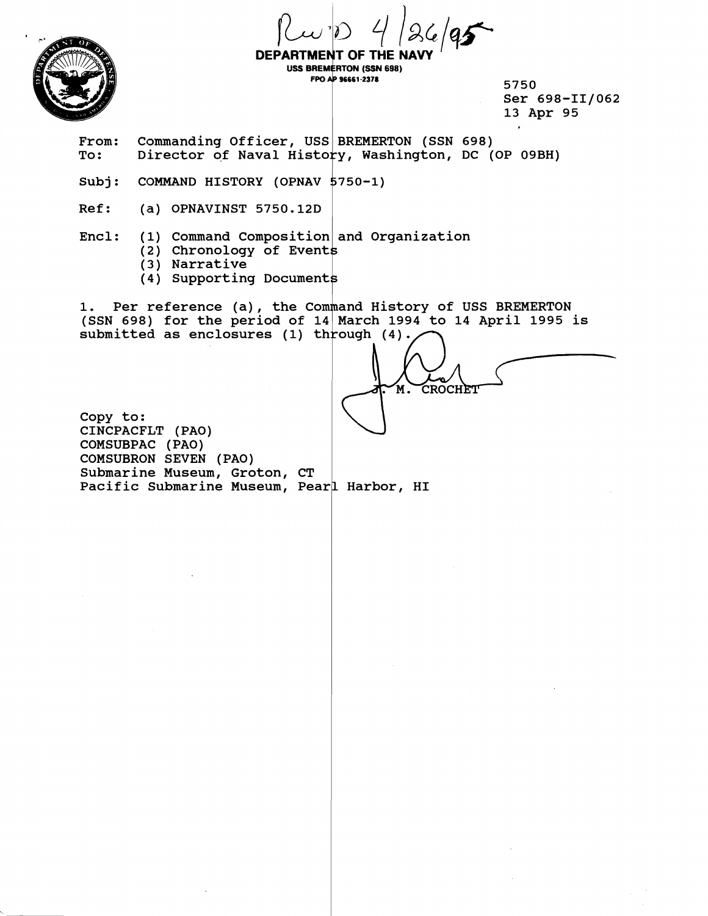Rec'd 4/26/95

**DEPARTMENT OF THE NAVY**
**USS BREMERTON (SSN 698)**
**FPO AP 96661-2378**

5750
Ser 698-II/062
13 Apr 95

From: Commanding Officer, USS BREMERTON (SSN 698)
To: Director of Naval History, Washington, DC (OP 09BH)

Subj: COMMAND HISTORY (OPNAV 5750-1)

Ref: (a) OPNAVINST 5750.12D

Encl: (1) Command Composition and Organization
(2) Chronology of Events
(3) Narrative
(4) Supporting Documents

1. Per reference (a), the Command History of USS BREMERTON (SSN 698) for the period of 14 March 1994 to 14 April 1995 is submitted as enclosures (1) through (4).

J. M. CROCHET

Copy to:
CINCPACFLT (PAO)
COMSUBPAC (PAO)
COMSUBRON SEVEN (PAO)
Submarine Museum, Groton, CT
Pacific Submarine Museum, Pearl Harbor, HI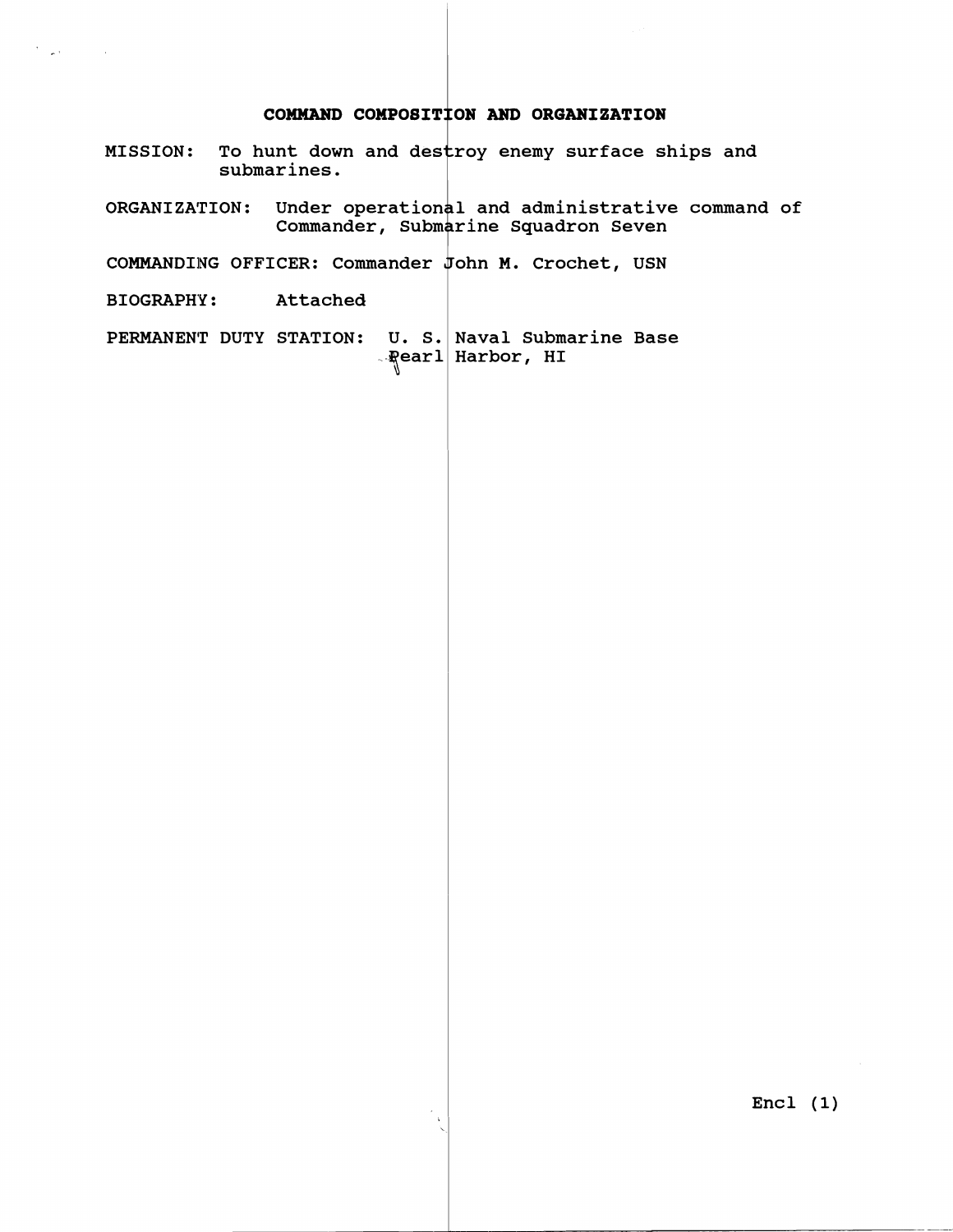# COMMAND COMPOSITION AND ORGANIZATION

MISSION: To hunt down and destroy enemy surface ships and submarines.

ORGANIZATION: Under operational and administrative command of Commander, Submarine Squadron Seven

COMMANDING OFFICER: Commander John M. Crochet, USN

BIOGRAPHY: Attached

PERMANENT DUTY STATION: U. S. Naval Submarine Base Pearl Harbor, HI

Encl (1)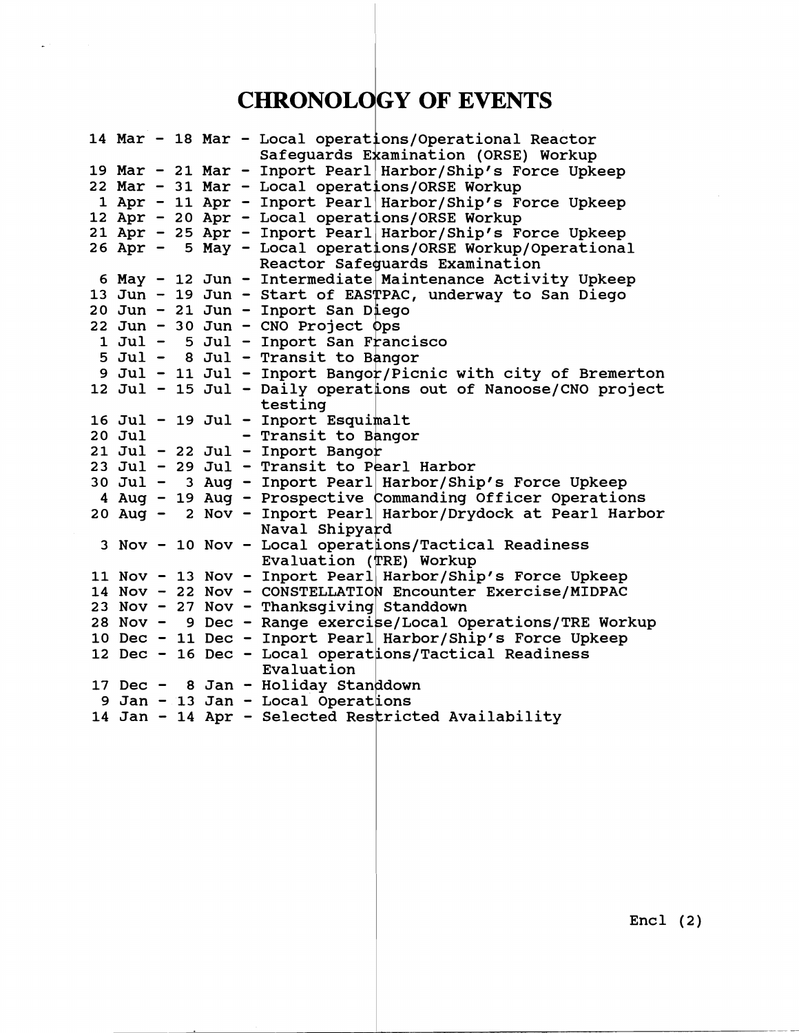# CHRONOLOGY OF EVENTS

| Dates | Event |
|---|---|
| 14 Mar - 18 Mar | Local operations/Operational Reactor Safeguards Examination (ORSE) Workup |
| 19 Mar - 21 Mar | Inport Pearl Harbor/Ship's Force Upkeep |
| 22 Mar - 31 Mar | Local operations/ORSE Workup |
| 1 Apr - 11 Apr | Inport Pearl Harbor/Ship's Force Upkeep |
| 12 Apr - 20 Apr | Local operations/ORSE Workup |
| 21 Apr - 25 Apr | Inport Pearl Harbor/Ship's Force Upkeep |
| 26 Apr - 5 May | Local operations/ORSE Workup/Operational Reactor Safeguards Examination |
| 6 May - 12 Jun | Intermediate Maintenance Activity Upkeep |
| 13 Jun - 19 Jun | Start of EASTPAC, underway to San Diego |
| 20 Jun - 21 Jun | Inport San Diego |
| 22 Jun - 30 Jun | CNO Project Ops |
| 1 Jul - 5 Jul | Inport San Francisco |
| 5 Jul - 8 Jul | Transit to Bangor |
| 9 Jul - 11 Jul | Inport Bangor/Picnic with city of Bremerton |
| 12 Jul - 15 Jul | Daily operations out of Nanoose/CNO project testing |
| 16 Jul - 19 Jul | Inport Esquimalt |
| 20 Jul | Transit to Bangor |
| 21 Jul - 22 Jul | Inport Bangor |
| 23 Jul - 29 Jul | Transit to Pearl Harbor |
| 30 Jul - 3 Aug | Inport Pearl Harbor/Ship's Force Upkeep |
| 4 Aug - 19 Aug | Prospective Commanding Officer Operations |
| 20 Aug - 2 Nov | Inport Pearl Harbor/Drydock at Pearl Harbor Naval Shipyard |
| 3 Nov - 10 Nov | Local operations/Tactical Readiness Evaluation (TRE) Workup |
| 11 Nov - 13 Nov | Inport Pearl Harbor/Ship's Force Upkeep |
| 14 Nov - 22 Nov | CONSTELLATION Encounter Exercise/MIDPAC |
| 23 Nov - 27 Nov | Thanksgiving Standdown |
| 28 Nov - 9 Dec | Range exercise/Local Operations/TRE Workup |
| 10 Dec - 11 Dec | Inport Pearl Harbor/Ship's Force Upkeep |
| 12 Dec - 16 Dec | Local operations/Tactical Readiness Evaluation |
| 17 Dec - 8 Jan | Holiday Standdown |
| 9 Jan - 13 Jan | Local Operations |
| 14 Jan - 14 Apr | Selected Restricted Availability |

Encl (2)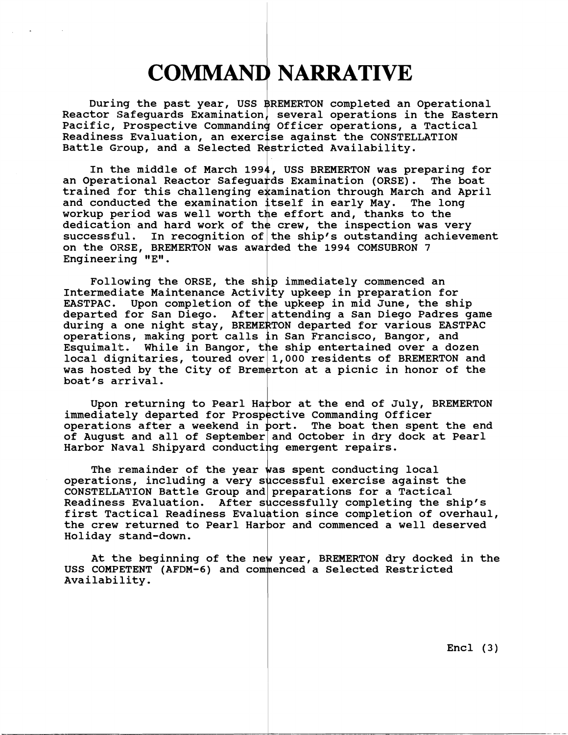# COMMAND NARRATIVE

During the past year, USS BREMERTON completed an Operational Reactor Safeguards Examination, several operations in the Eastern Pacific, Prospective Commanding Officer operations, a Tactical Readiness Evaluation, an exercise against the CONSTELLATION Battle Group, and a Selected Restricted Availability.

In the middle of March 1994, USS BREMERTON was preparing for an Operational Reactor Safeguards Examination (ORSE). The boat trained for this challenging examination through March and April and conducted the examination itself in early May. The long workup period was well worth the effort and, thanks to the dedication and hard work of the crew, the inspection was very successful. In recognition of the ship's outstanding achievement on the ORSE, BREMERTON was awarded the 1994 COMSUBRON 7 Engineering "E".

Following the ORSE, the ship immediately commenced an Intermediate Maintenance Activity upkeep in preparation for EASTPAC. Upon completion of the upkeep in mid June, the ship departed for San Diego. After attending a San Diego Padres game during a one night stay, BREMERTON departed for various EASTPAC operations, making port calls in San Francisco, Bangor, and Esquimalt. While in Bangor, the ship entertained over a dozen local dignitaries, toured over 1,000 residents of BREMERTON and was hosted by the City of Bremerton at a picnic in honor of the boat's arrival.

Upon returning to Pearl Harbor at the end of July, BREMERTON immediately departed for Prospective Commanding Officer operations after a weekend in port. The boat then spent the end of August and all of September and October in dry dock at Pearl Harbor Naval Shipyard conducting emergent repairs.

The remainder of the year was spent conducting local operations, including a very successful exercise against the CONSTELLATION Battle Group and preparations for a Tactical Readiness Evaluation. After successfully completing the ship's first Tactical Readiness Evaluation since completion of overhaul, the crew returned to Pearl Harbor and commenced a well deserved Holiday stand-down.

At the beginning of the new year, BREMERTON dry docked in the USS COMPETENT (AFDM-6) and commenced a Selected Restricted Availability.

Encl (3)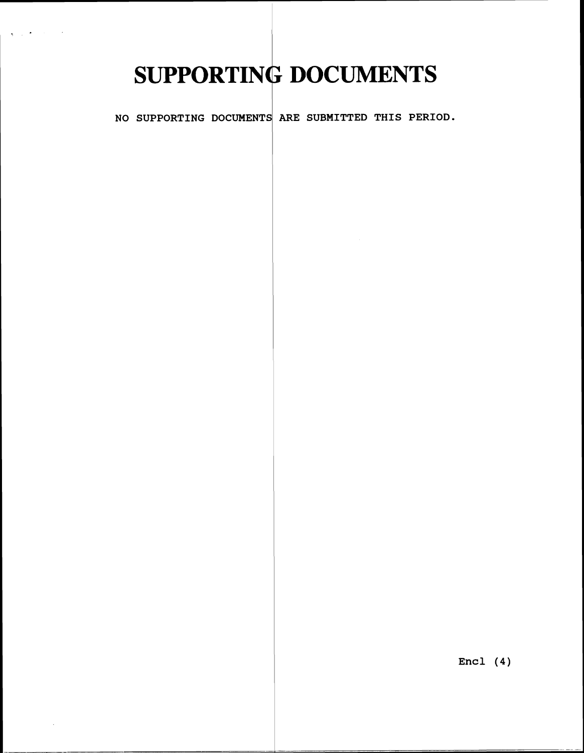# SUPPORTING DOCUMENTS

NO SUPPORTING DOCUMENTS ARE SUBMITTED THIS PERIOD.

Encl (4)